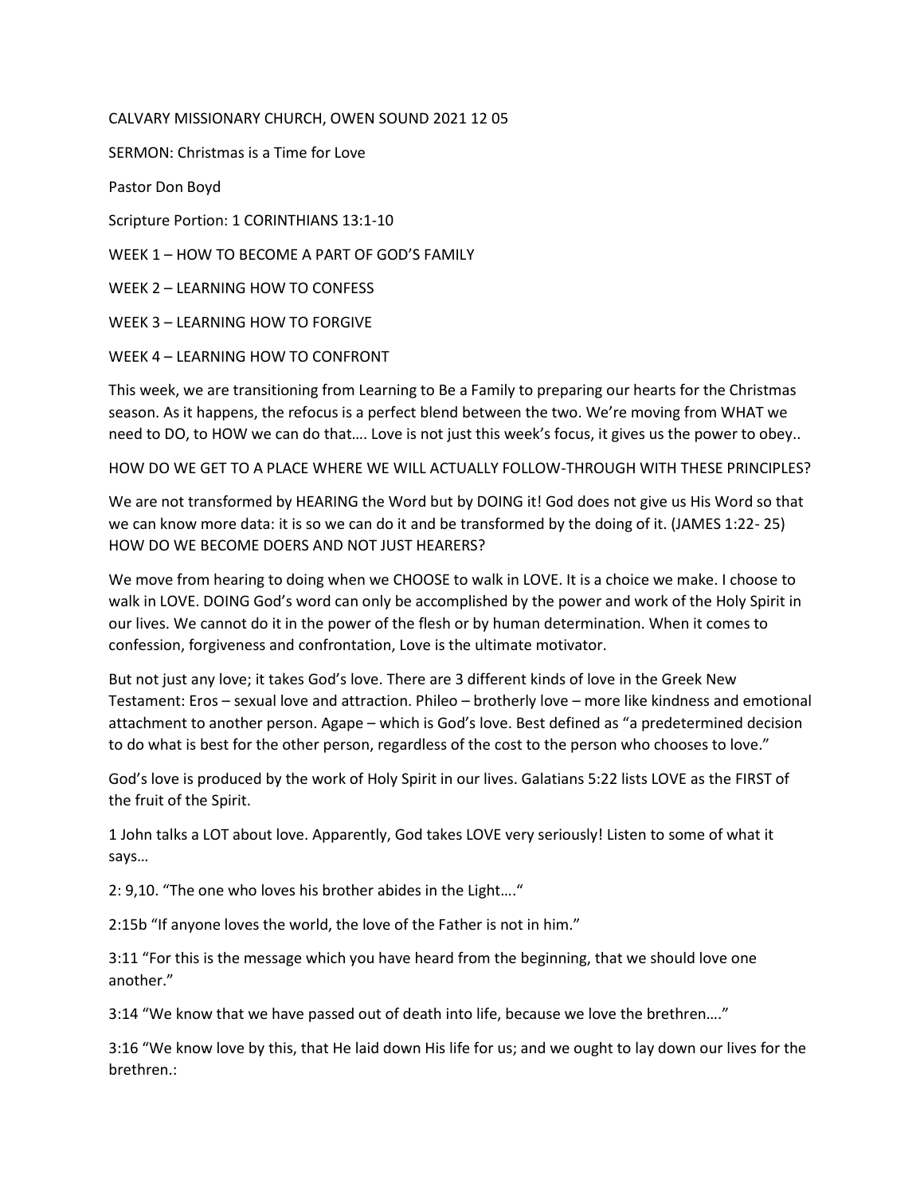CALVARY MISSIONARY CHURCH, OWEN SOUND 2021 12 05

SERMON: Christmas is a Time for Love

Pastor Don Boyd

Scripture Portion: 1 CORINTHIANS 13:1-10

WEEK 1 – HOW TO BECOME A PART OF GOD'S FAMILY

WEEK 2 – LEARNING HOW TO CONFESS

WEEK 3 – LEARNING HOW TO FORGIVE

WEEK 4 – LEARNING HOW TO CONFRONT

This week, we are transitioning from Learning to Be a Family to preparing our hearts for the Christmas season. As it happens, the refocus is a perfect blend between the two. We're moving from WHAT we need to DO, to HOW we can do that…. Love is not just this week's focus, it gives us the power to obey..

HOW DO WE GET TO A PLACE WHERE WE WILL ACTUALLY FOLLOW-THROUGH WITH THESE PRINCIPLES?

We are not transformed by HEARING the Word but by DOING it! God does not give us His Word so that we can know more data: it is so we can do it and be transformed by the doing of it. (JAMES 1:22- 25) HOW DO WE BECOME DOERS AND NOT JUST HEARERS?

We move from hearing to doing when we CHOOSE to walk in LOVE. It is a choice we make. I choose to walk in LOVE. DOING God's word can only be accomplished by the power and work of the Holy Spirit in our lives. We cannot do it in the power of the flesh or by human determination. When it comes to confession, forgiveness and confrontation, Love is the ultimate motivator.

But not just any love; it takes God's love. There are 3 different kinds of love in the Greek New Testament: Eros – sexual love and attraction. Phileo – brotherly love – more like kindness and emotional attachment to another person. Agape – which is God's love. Best defined as "a predetermined decision to do what is best for the other person, regardless of the cost to the person who chooses to love."

God's love is produced by the work of Holy Spirit in our lives. Galatians 5:22 lists LOVE as the FIRST of the fruit of the Spirit.

1 John talks a LOT about love. Apparently, God takes LOVE very seriously! Listen to some of what it says…

2: 9,10. "The one who loves his brother abides in the Light…."

2:15b "If anyone loves the world, the love of the Father is not in him."

3:11 "For this is the message which you have heard from the beginning, that we should love one another."

3:14 "We know that we have passed out of death into life, because we love the brethren…."

3:16 "We know love by this, that He laid down His life for us; and we ought to lay down our lives for the brethren.: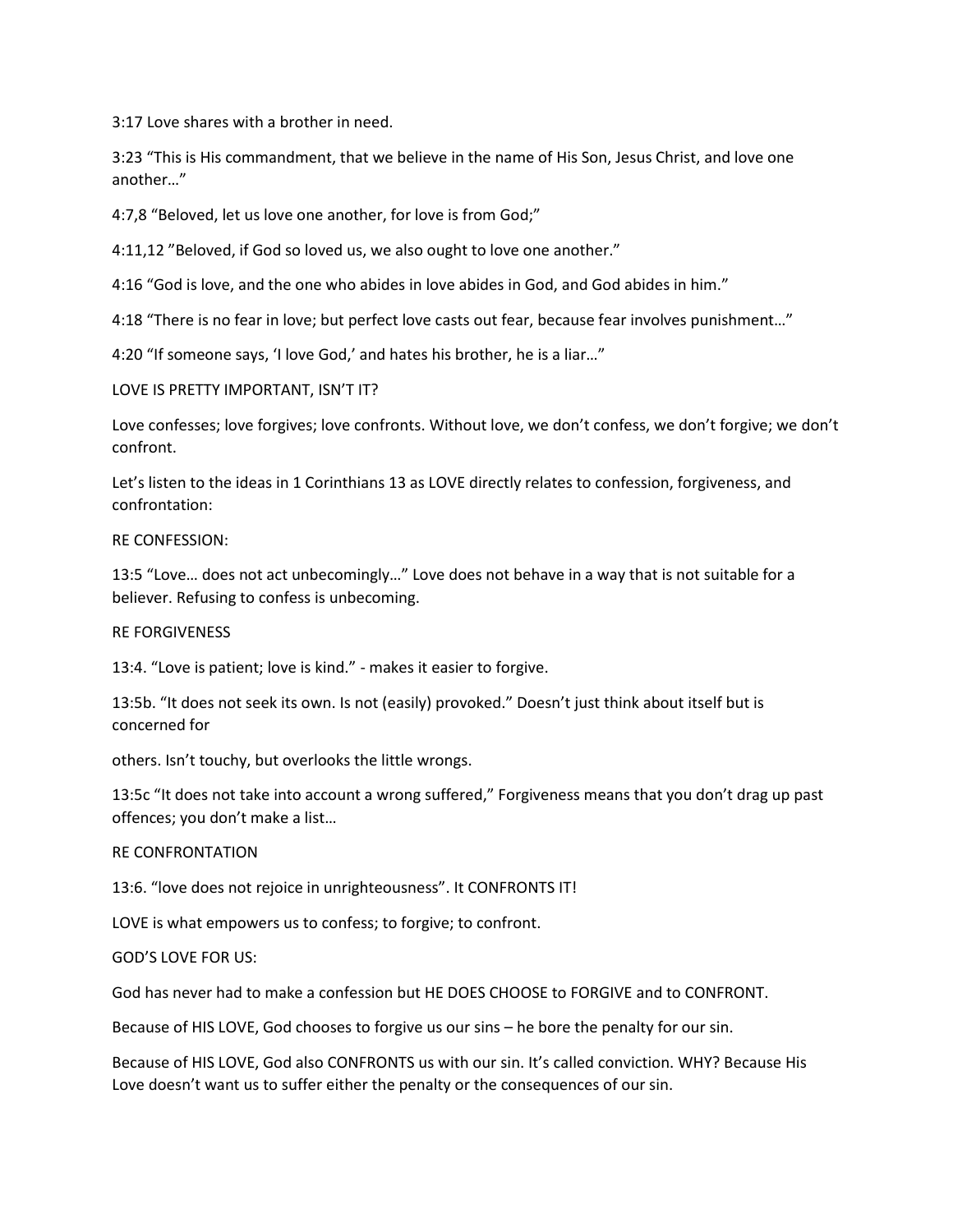3:17 Love shares with a brother in need.

3:23 “This is His commandment, that we believe in the name of His Son, Jesus Christ, and love one another…”

4:7,8 “Beloved, let us love one another, for love is from God;”

4:11,12 ”Beloved, if God so loved us, we also ought to love one another.”

4:16 “God is love, and the one who abides in love abides in God, and God abides in him.”

4:18 “There is no fear in love; but perfect love casts out fear, because fear involves punishment…”

4:20 “If someone says, ‘I love God,’ and hates his brother, he is a liar…”

LOVE IS PRETTY IMPORTANT, ISN’T IT?

Love confesses; love forgives; love confronts. Without love, we don’t confess, we don’t forgive; we don’t confront.

Let’s listen to the ideas in 1 Corinthians 13 as LOVE directly relates to confession, forgiveness, and confrontation:

RE CONFESSION:

13:5 “Love… does not act unbecomingly…” Love does not behave in a way that is not suitable for a believer. Refusing to confess is unbecoming.

RE FORGIVENESS

13:4. “Love is patient; love is kind.” - makes it easier to forgive.

13:5b. “It does not seek its own. Is not (easily) provoked.” Doesn’t just think about itself but is concerned for

others. Isn’t touchy, but overlooks the little wrongs.

13:5c “It does not take into account a wrong suffered,” Forgiveness means that you don’t drag up past offences; you don’t make a list…

RE CONFRONTATION

13:6. “love does not rejoice in unrighteousness”. It CONFRONTS IT!

LOVE is what empowers us to confess; to forgive; to confront.

GOD’S LOVE FOR US:

God has never had to make a confession but HE DOES CHOOSE to FORGIVE and to CONFRONT.

Because of HIS LOVE, God chooses to forgive us our sins – he bore the penalty for our sin.

Because of HIS LOVE, God also CONFRONTS us with our sin. It’s called conviction. WHY? Because His Love doesn’t want us to suffer either the penalty or the consequences of our sin.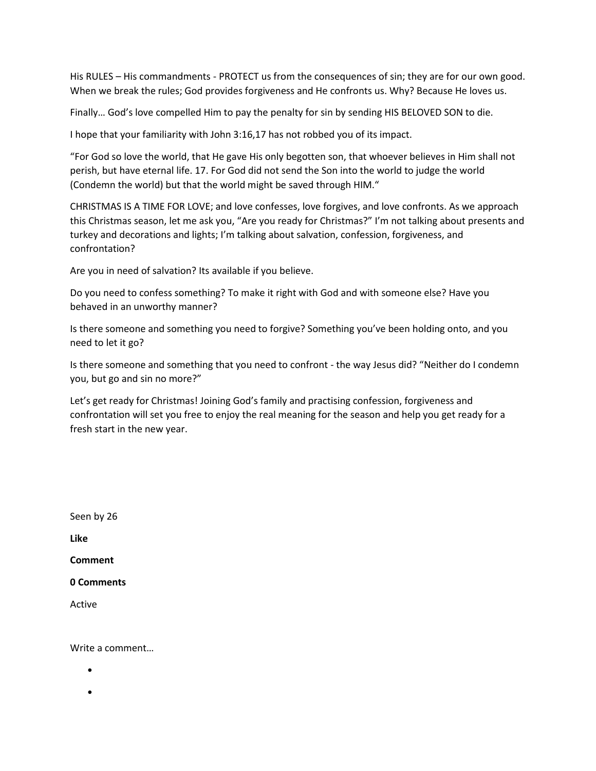His RULES – His commandments - PROTECT us from the consequences of sin; they are for our own good. When we break the rules; God provides forgiveness and He confronts us. Why? Because He loves us.

Finally… God's love compelled Him to pay the penalty for sin by sending HIS BELOVED SON to die.

I hope that your familiarity with John 3:16,17 has not robbed you of its impact.

"For God so love the world, that He gave His only begotten son, that whoever believes in Him shall not perish, but have eternal life. 17. For God did not send the Son into the world to judge the world (Condemn the world) but that the world might be saved through HIM."

CHRISTMAS IS A TIME FOR LOVE; and love confesses, love forgives, and love confronts. As we approach this Christmas season, let me ask you, "Are you ready for Christmas?" I'm not talking about presents and turkey and decorations and lights; I'm talking about salvation, confession, forgiveness, and confrontation?

Are you in need of salvation? Its available if you believe.

Do you need to confess something? To make it right with God and with someone else? Have you behaved in an unworthy manner?

Is there someone and something you need to forgive? Something you've been holding onto, and you need to let it go?

Is there someone and something that you need to confront - the way Jesus did? "Neither do I condemn you, but go and sin no more?"

Let's get ready for Christmas! Joining God's family and practising confession, forgiveness and confrontation will set you free to enjoy the real meaning for the season and help you get ready for a fresh start in the new year.

Seen by 26

**Like**

**Comment**

**0 Comments**

Active

Write a comment…

- 
-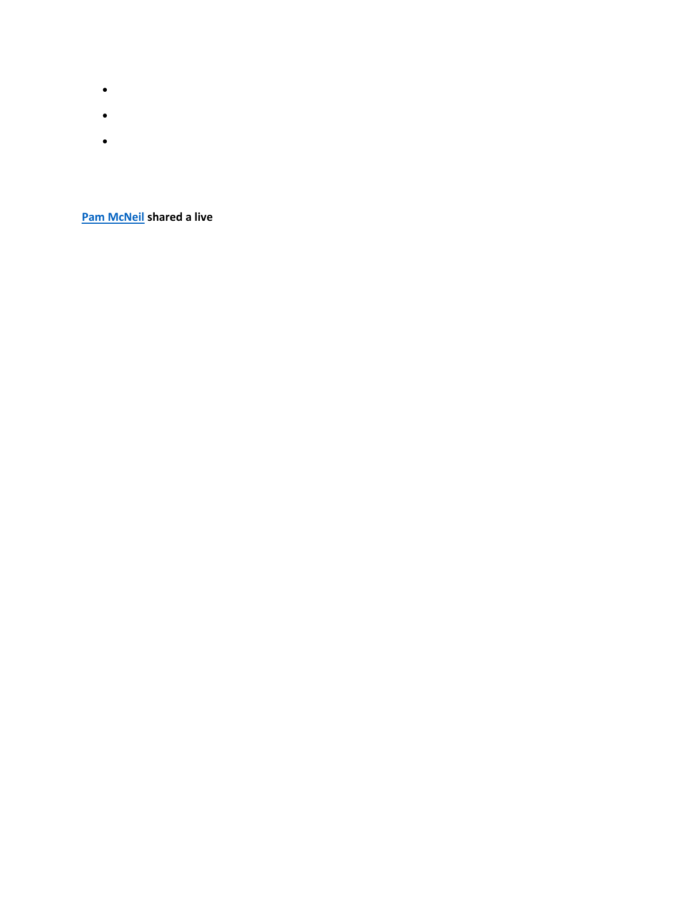- 
- 
- 

**[Pam McNeil] shared a live**